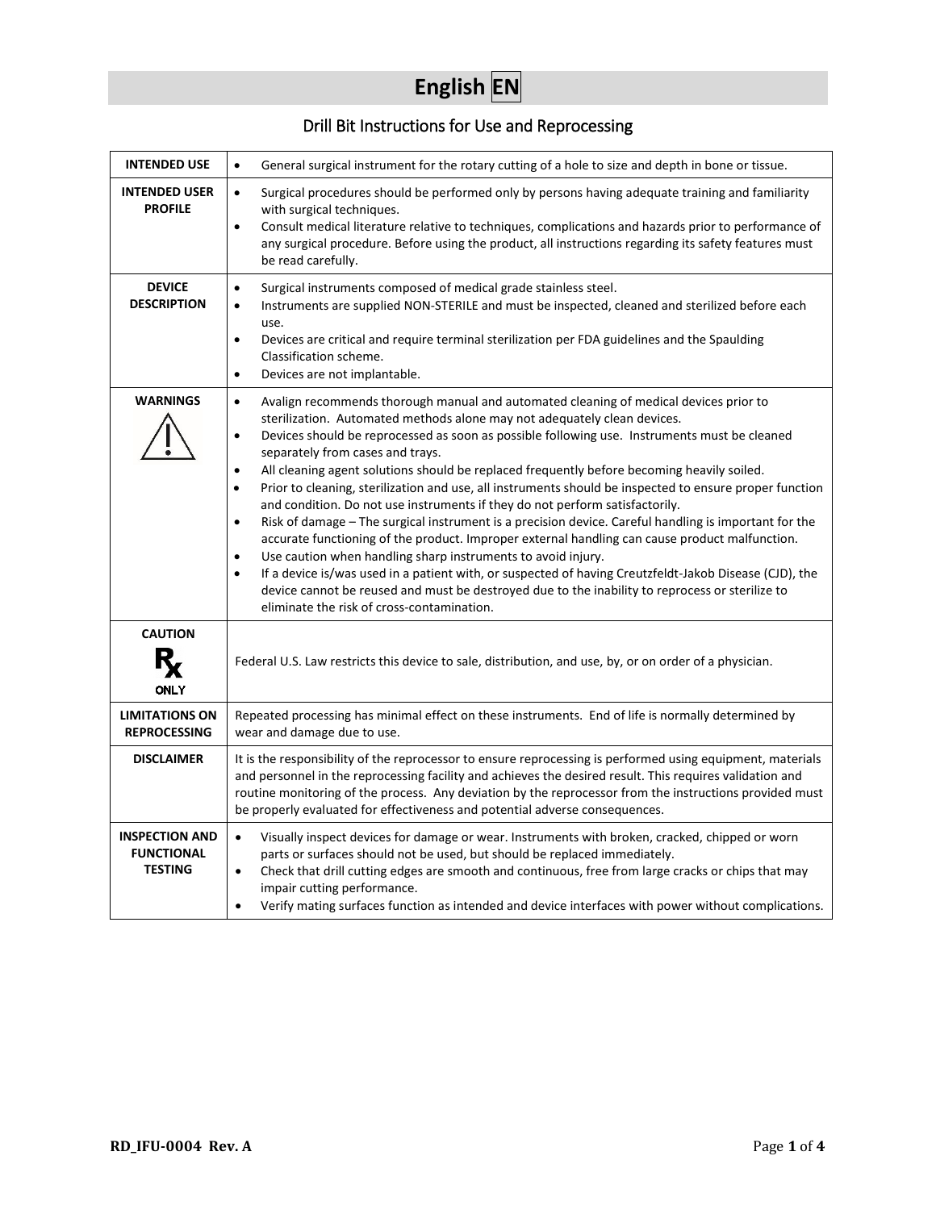# English EN

## Drill Bit Instructions for Use and Reprocessing

| | |
|---|---|
| **INTENDED USE** | • General surgical instrument for the rotary cutting of a hole to size and depth in bone or tissue. |
| **INTENDED USER PROFILE** | • Surgical procedures should be performed only by persons having adequate training and familiarity with surgical techniques.<br>• Consult medical literature relative to techniques, complications and hazards prior to performance of any surgical procedure. Before using the product, all instructions regarding its safety features must be read carefully. |
| **DEVICE DESCRIPTION** | • Surgical instruments composed of medical grade stainless steel.<br>• Instruments are supplied NON-STERILE and must be inspected, cleaned and sterilized before each use.<br>• Devices are critical and require terminal sterilization per FDA guidelines and the Spaulding Classification scheme.<br>• Devices are not implantable. |
| **WARNINGS** | • Avalign recommends thorough manual and automated cleaning of medical devices prior to sterilization. Automated methods alone may not adequately clean devices.<br>• Devices should be reprocessed as soon as possible following use. Instruments must be cleaned separately from cases and trays.<br>• All cleaning agent solutions should be replaced frequently before becoming heavily soiled.<br>• Prior to cleaning, sterilization and use, all instruments should be inspected to ensure proper function and condition. Do not use instruments if they do not perform satisfactorily.<br>• Risk of damage – The surgical instrument is a precision device. Careful handling is important for the accurate functioning of the product. Improper external handling can cause product malfunction.<br>• Use caution when handling sharp instruments to avoid injury.<br>• If a device is/was used in a patient with, or suspected of having Creutzfeldt-Jakob Disease (CJD), the device cannot be reused and must be destroyed due to the inability to reprocess or sterilize to eliminate the risk of cross-contamination. |
| **CAUTION**<br>Rx ONLY | Federal U.S. Law restricts this device to sale, distribution, and use, by, or on order of a physician. |
| **LIMITATIONS ON REPROCESSING** | Repeated processing has minimal effect on these instruments. End of life is normally determined by wear and damage due to use. |
| **DISCLAIMER** | It is the responsibility of the reprocessor to ensure reprocessing is performed using equipment, materials and personnel in the reprocessing facility and achieves the desired result. This requires validation and routine monitoring of the process. Any deviation by the reprocessor from the instructions provided must be properly evaluated for effectiveness and potential adverse consequences. |
| **INSPECTION AND FUNCTIONAL TESTING** | • Visually inspect devices for damage or wear. Instruments with broken, cracked, chipped or worn parts or surfaces should not be used, but should be replaced immediately.<br>• Check that drill cutting edges are smooth and continuous, free from large cracks or chips that may impair cutting performance.<br>• Verify mating surfaces function as intended and device interfaces with power without complications. |

RD_IFU-0004 Rev. A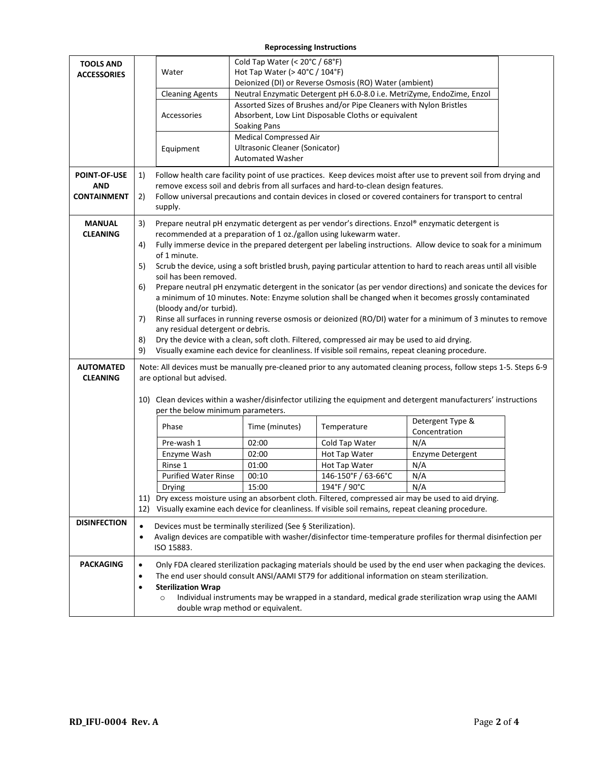**Reprocessing Instructions**

## TOOLS AND ACCESSORIES

| Item | Description |
|---|---|
| Water | Cold Tap Water (< 20°C / 68°F)<br>Hot Tap Water (> 40°C / 104°F)<br>Deionized (DI) or Reverse Osmosis (RO) Water (ambient) |
| Cleaning Agents | Neutral Enzymatic Detergent pH 6.0-8.0 i.e. MetriZyme, EndoZime, Enzol |
| Accessories | Assorted Sizes of Brushes and/or Pipe Cleaners with Nylon Bristles<br>Absorbent, Low Lint Disposable Cloths or equivalent<br>Soaking Pans |
| Equipment | Medical Compressed Air<br>Ultrasonic Cleaner (Sonicator)<br>Automated Washer |

## POINT-OF-USE AND CONTAINMENT

1) Follow health care facility point of use practices. Keep devices moist after use to prevent soil from drying and remove excess soil and debris from all surfaces and hard-to-clean design features.
2) Follow universal precautions and contain devices in closed or covered containers for transport to central supply.

## MANUAL CLEANING

3) Prepare neutral pH enzymatic detergent as per vendor's directions. Enzol® enzymatic detergent is recommended at a preparation of 1 oz./gallon using lukewarm water.
4) Fully immerse device in the prepared detergent per labeling instructions. Allow device to soak for a minimum of 1 minute.
5) Scrub the device, using a soft bristled brush, paying particular attention to hard to reach areas until all visible soil has been removed.
6) Prepare neutral pH enzymatic detergent in the sonicator (as per vendor directions) and sonicate the devices for a minimum of 10 minutes. Note: Enzyme solution shall be changed when it becomes grossly contaminated (bloody and/or turbid).
7) Rinse all surfaces in running reverse osmosis or deionized (RO/DI) water for a minimum of 3 minutes to remove any residual detergent or debris.
8) Dry the device with a clean, soft cloth. Filtered, compressed air may be used to aid drying.
9) Visually examine each device for cleanliness. If visible soil remains, repeat cleaning procedure.

## AUTOMATED CLEANING

Note: All devices must be manually pre-cleaned prior to any automated cleaning process, follow steps 1-5. Steps 6-9 are optional but advised.

10) Clean devices within a washer/disinfector utilizing the equipment and detergent manufacturers' instructions per the below minimum parameters.

| Phase | Time (minutes) | Temperature | Detergent Type & Concentration |
|---|---|---|---|
| Pre-wash 1 | 02:00 | Cold Tap Water | N/A |
| Enzyme Wash | 02:00 | Hot Tap Water | Enzyme Detergent |
| Rinse 1 | 01:00 | Hot Tap Water | N/A |
| Purified Water Rinse | 00:10 | 146-150°F / 63-66°C | N/A |
| Drying | 15:00 | 194°F / 90°C | N/A |

11) Dry excess moisture using an absorbent cloth. Filtered, compressed air may be used to aid drying.
12) Visually examine each device for cleanliness. If visible soil remains, repeat cleaning procedure.

## DISINFECTION

- Devices must be terminally sterilized (See § Sterilization).
- Avalign devices are compatible with washer/disinfector time-temperature profiles for thermal disinfection per ISO 15883.

## PACKAGING

- Only FDA cleared sterilization packaging materials should be used by the end user when packaging the devices.
- The end user should consult ANSI/AAMI ST79 for additional information on steam sterilization.
- **Sterilization Wrap**
  - Individual instruments may be wrapped in a standard, medical grade sterilization wrap using the AAMI double wrap method or equivalent.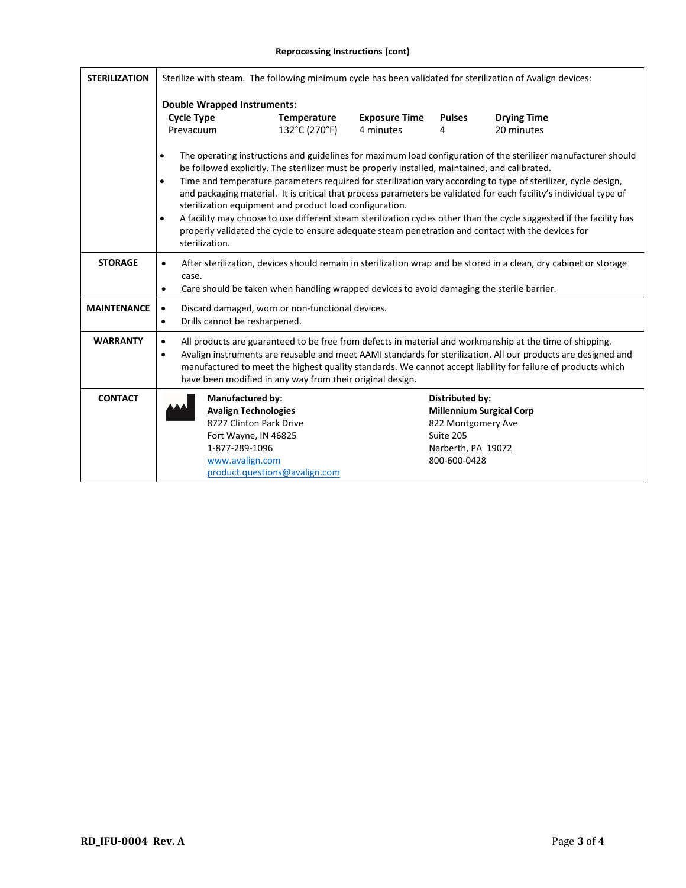**Reprocessing Instructions (cont)**

| | |
|---|---|
| **STERILIZATION** | Sterilize with steam. The following minimum cycle has been validated for sterilization of Avalign devices:<br><br>**Double Wrapped Instruments:**<br>**Cycle Type**: Prevacuum; **Temperature**: 132°C (270°F); **Exposure Time**: 4 minutes; **Pulses**: 4; **Drying Time**: 20 minutes<br><br>• The operating instructions and guidelines for maximum load configuration of the sterilizer manufacturer should be followed explicitly. The sterilizer must be properly installed, maintained, and calibrated.<br>• Time and temperature parameters required for sterilization vary according to type of sterilizer, cycle design, and packaging material. It is critical that process parameters be validated for each facility's individual type of sterilization equipment and product load configuration.<br>• A facility may choose to use different steam sterilization cycles other than the cycle suggested if the facility has properly validated the cycle to ensure adequate steam penetration and contact with the devices for sterilization. |
| **STORAGE** | • After sterilization, devices should remain in sterilization wrap and be stored in a clean, dry cabinet or storage case.<br>• Care should be taken when handling wrapped devices to avoid damaging the sterile barrier. |
| **MAINTENANCE** | • Discard damaged, worn or non-functional devices.<br>• Drills cannot be resharpened. |
| **WARRANTY** | • All products are guaranteed to be free from defects in material and workmanship at the time of shipping.<br>• Avalign instruments are reusable and meet AAMI standards for sterilization. All our products are designed and manufactured to meet the highest quality standards. We cannot accept liability for failure of products which have been modified in any way from their original design. |
| **CONTACT** | **Manufactured by:**<br>**Avalign Technologies**<br>8727 Clinton Park Drive<br>Fort Wayne, IN 46825<br>1-877-289-1096<br>www.avalign.com<br>product.questions@avalign.com<br><br>**Distributed by:**<br>**Millennium Surgical Corp**<br>822 Montgomery Ave<br>Suite 205<br>Narberth, PA 19072<br>800-600-0428 |

RD_IFU-0004 Rev. A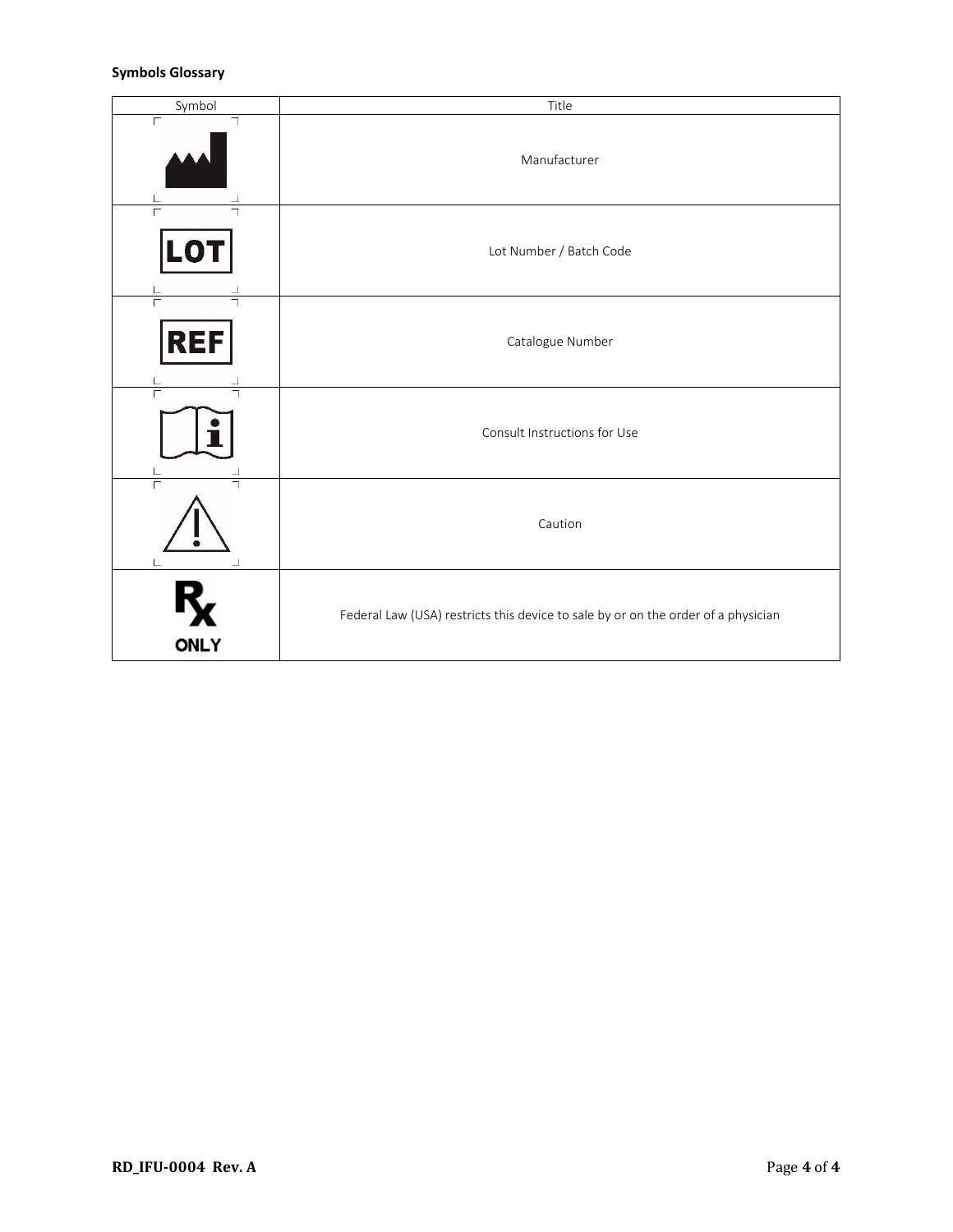**Symbols Glossary**

| Symbol | Title |
|---|---|
| | Manufacturer |
| LOT | Lot Number / Batch Code |
| REF | Catalogue Number |
| | Consult Instructions for Use |
| | Caution |
| Rx ONLY | Federal Law (USA) restricts this device to sale by or on the order of a physician |

**RD_IFU-0004 Rev. A**